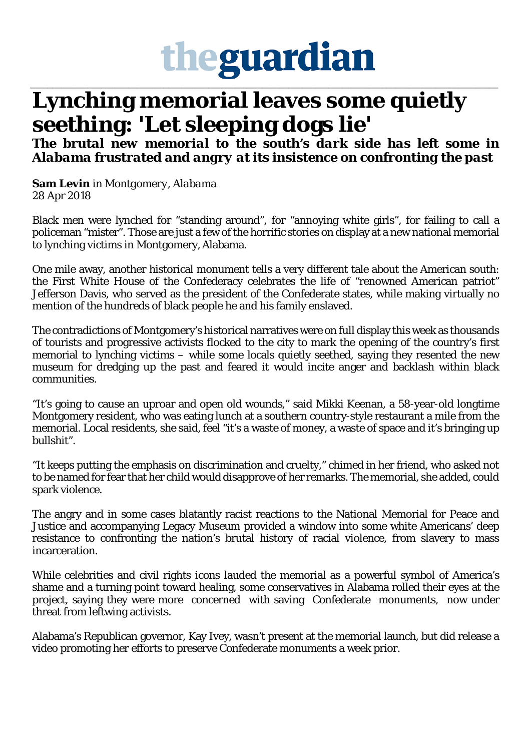# theguardian

# Lynching memorial leaves some quietly seething: 'Let sleeping dogs lie'

***The brutal new memorial to the south's dark side has left some in Alabama frustrated and angry at its insistence on confronting the past***

**Sam Levin** in Montgomery, Alabama
28 Apr 2018

Black men were lynched for "standing around", for "annoying white girls", for failing to call a policeman "mister". Those are just a few of the horrific stories on display at a new national memorial to lynching victims in Montgomery, Alabama.

One mile away, another historical monument tells a very different tale about the American south: the First White House of the Confederacy celebrates the life of "renowned American patriot" Jefferson Davis, who served as the president of the Confederate states, while making virtually no mention of the hundreds of black people he and his family enslaved.

The contradictions of Montgomery's historical narratives were on full display this week as thousands of tourists and progressive activists flocked to the city to mark the opening of the country's first memorial to lynching victims – while some locals quietly seethed, saying they resented the new museum for dredging up the past and feared it would incite anger and backlash within black communities.

"It's going to cause an uproar and open old wounds," said Mikki Keenan, a 58-year-old longtime Montgomery resident, who was eating lunch at a southern country-style restaurant a mile from the memorial. Local residents, she said, feel "it's a waste of money, a waste of space and it's bringing up bullshit".

"It keeps putting the emphasis on discrimination and cruelty," chimed in her friend, who asked not to be named for fear that her child would disapprove of her remarks. The memorial, she added, could spark violence.

The angry and in some cases blatantly racist reactions to the National Memorial for Peace and Justice and accompanying Legacy Museum provided a window into some white Americans' deep resistance to confronting the nation's brutal history of racial violence, from slavery to mass incarceration.

While celebrities and civil rights icons lauded the memorial as a powerful symbol of America's shame and a turning point toward healing, some conservatives in Alabama rolled their eyes at the project, saying they were more concerned with saving Confederate monuments, now under threat from leftwing activists.

Alabama's Republican governor, Kay Ivey, wasn't present at the memorial launch, but did release a video promoting her efforts to preserve Confederate monuments a week prior.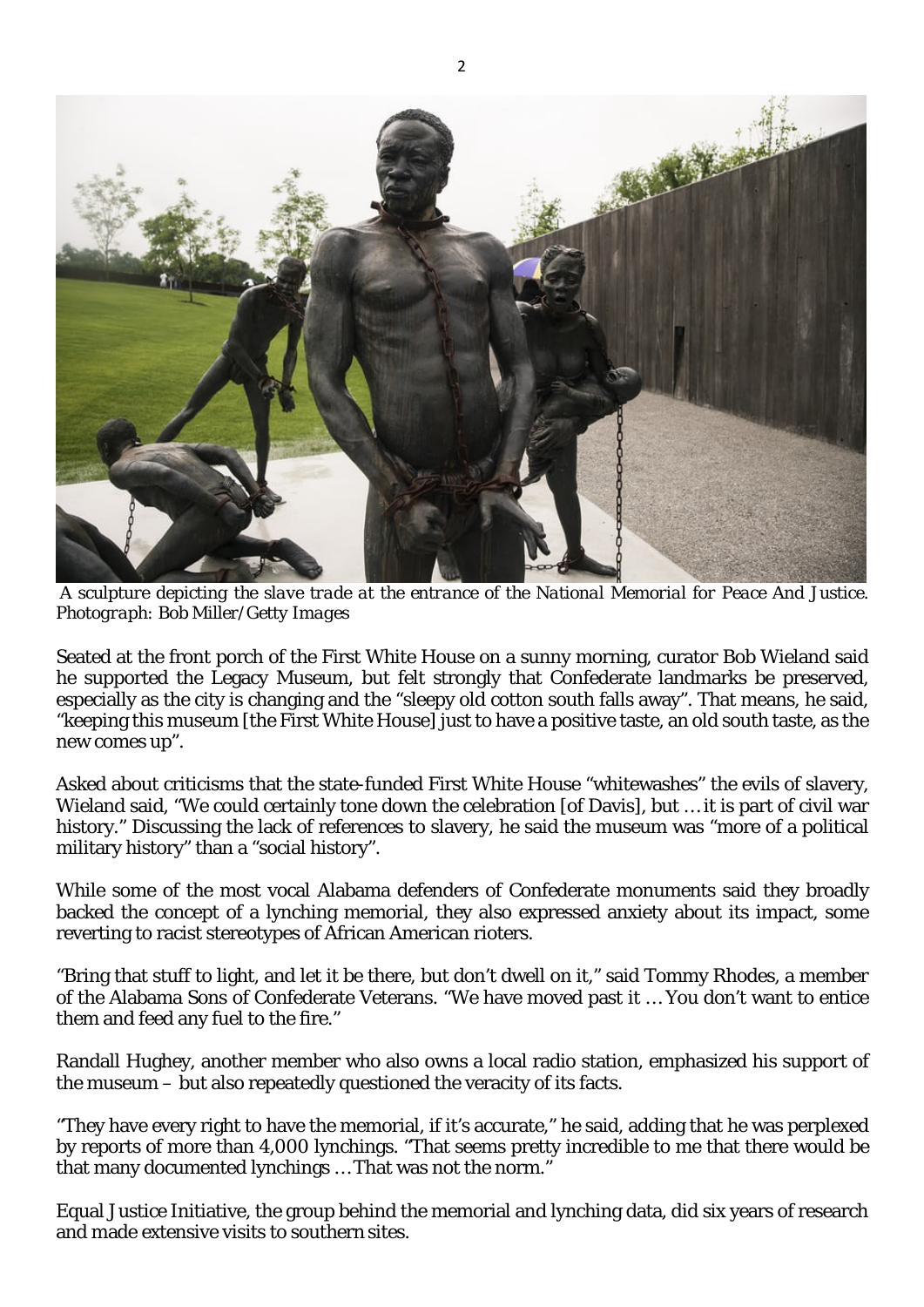*A sculpture depicting the slave trade at the entrance of the National Memorial for Peace And Justice. Photograph: Bob Miller/Getty Images*

Seated at the front porch of the First White House on a sunny morning, curator Bob Wieland said he supported the Legacy Museum, but felt strongly that Confederate landmarks be preserved, especially as the city is changing and the "sleepy old cotton south falls away". That means, he said, "keeping this museum [the First White House] just to have a positive taste, an old south taste, as the new comes up".

Asked about criticisms that the state-funded First White House "whitewashes" the evils of slavery, Wieland said, "We could certainly tone down the celebration [of Davis], but … it is part of civil war history." Discussing the lack of references to slavery, he said the museum was "more of a political military history" than a "social history".

While some of the most vocal Alabama defenders of Confederate monuments said they broadly backed the concept of a lynching memorial, they also expressed anxiety about its impact, some reverting to racist stereotypes of African American rioters.

"Bring that stuff to light, and let it be there, but don't dwell on it," said Tommy Rhodes, a member of the Alabama Sons of Confederate Veterans. "We have moved past it … You don't want to entice them and feed any fuel to the fire."

Randall Hughey, another member who also owns a local radio station, emphasized his support of the museum – but also repeatedly questioned the veracity of its facts.

"They have every right to have the memorial, if it's accurate," he said, adding that he was perplexed by reports of more than 4,000 lynchings. "That seems pretty incredible to me that there would be that many documented lynchings … That was not the norm."

Equal Justice Initiative, the group behind the memorial and lynching data, did six years of research and made extensive visits to southern sites.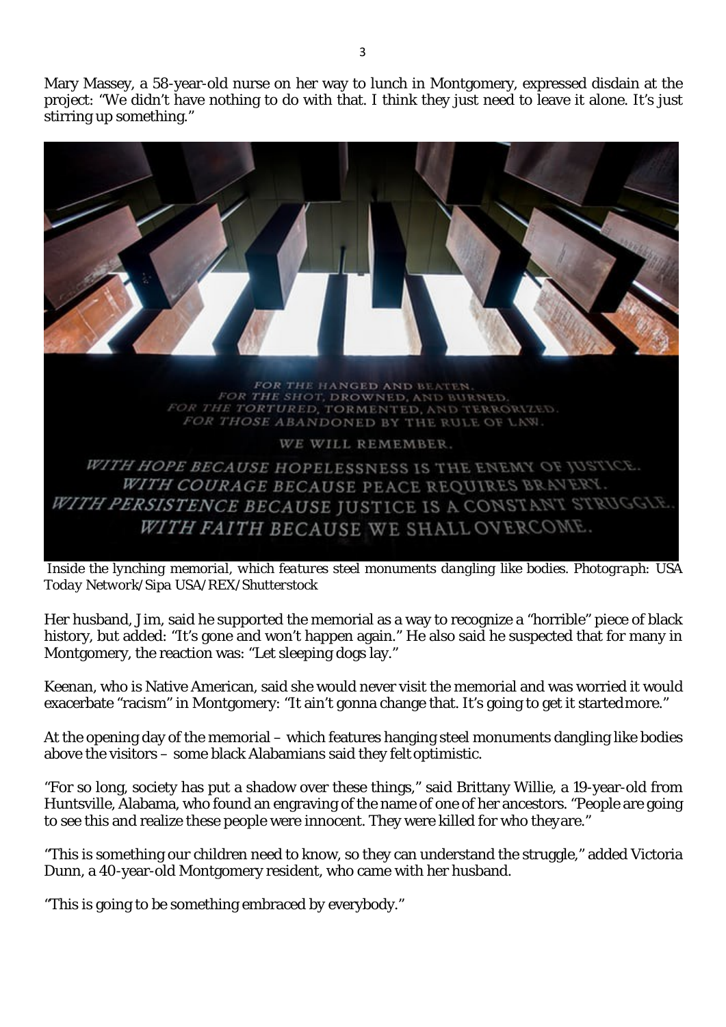Mary Massey, a 58-year-old nurse on her way to lunch in Montgomery, expressed disdain at the project: "We didn't have nothing to do with that. I think they just need to leave it alone. It's just stirring up something."

*Inside the lynching memorial, which features steel monuments dangling like bodies. Photograph: USA Today Network/Sipa USA/REX/Shutterstock*

Her husband, Jim, said he supported the memorial as a way to recognize a "horrible" piece of black history, but added: "It's gone and won't happen again." He also said he suspected that for many in Montgomery, the reaction was: "Let sleeping dogs lay."

Keenan, who is Native American, said she would never visit the memorial and was worried it would exacerbate "racism" in Montgomery: "It ain't gonna change that. It's going to get it started more."

At the opening day of the memorial – which features hanging steel monuments dangling like bodies above the visitors – some black Alabamians said they felt optimistic.

"For so long, society has put a shadow over these things," said Brittany Willie, a 19-year-old from Huntsville, Alabama, who found an engraving of the name of one of her ancestors. "People are going to see this and realize these people were innocent. They were killed for who they are."

"This is something our children need to know, so they can understand the struggle," added Victoria Dunn, a 40-year-old Montgomery resident, who came with her husband.

"This is going to be something embraced by everybody."